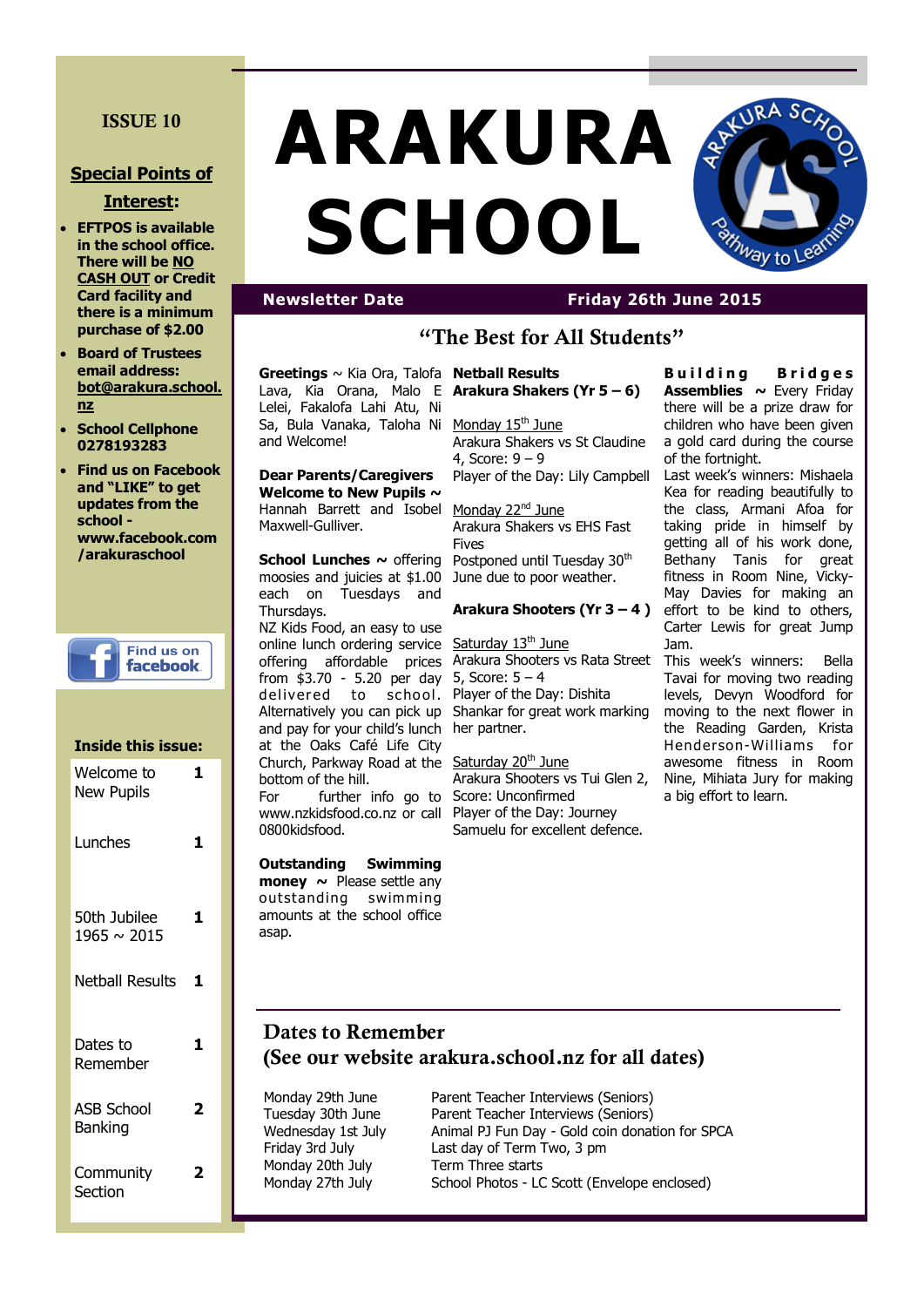ISSUE 10

**Special Points of Interest:**

- **EFTPOS is available in the school office. There will be NO CASH OUT or Credit Card facility and there is a minimum purchase of $2.00**
- **Board of Trustees email address: bot@arakura.school.nz**
- **School Cellphone 0278193283**
- **Find us on Facebook and "LIKE" to get updates from the school - www.facebook.com/arakuraschool**

Find us on facebook

**Inside this issue:**

| | |
|---|---|
| Welcome to New Pupils | 1 |
| Lunches | 1 |
| 50th Jubilee 1965 ~ 2015 | 1 |
| Netball Results | 1 |
| Dates to Remember | 1 |
| ASB School Banking | 2 |
| Community Section | 2 |

# ARAKURA SCHOOL

ARAKURA SCHOOL — Pathway to Learning

**Newsletter Date** — **Friday 26th June 2015**

## "The Best for All Students"

**Greetings** ~ Kia Ora, Talofa Lava, Kia Orana, Malo E Lelei, Fakalofa Lahi Atu, Ni Sa, Bula Vanaka, Taloha Ni and Welcome!

**Dear Parents/Caregivers**

**Welcome to New Pupils ~** Hannah Barrett and Isobel Maxwell-Gulliver.

**School Lunches ~** offering moosies and juicies at $1.00 each on Tuesdays and Thursdays.

NZ Kids Food, an easy to use online lunch ordering service offering affordable prices from $3.70 - 5.20 per day delivered to school. Alternatively you can pick up and pay for your child's lunch at the Oaks Café Life City Church, Parkway Road at the bottom of the hill.

For further info go to www.nzkidsfood.co.nz or call 0800kidsfood.

**Outstanding Swimming money ~** Please settle any outstanding swimming amounts at the school office asap.

**Netball Results**

**Arakura Shakers (Yr 5 – 6)**

Monday 15th June
Arakura Shakers vs St Claudine 4, Score: 9 – 9
Player of the Day: Lily Campbell

Monday 22nd June
Arakura Shakers vs EHS Fast Fives
Postponed until Tuesday 30th June due to poor weather.

**Arakura Shooters (Yr 3 – 4 )**

Saturday 13th June
Arakura Shooters vs Rata Street 5, Score: 5 – 4
Player of the Day: Dishita Shankar for great work marking her partner.

Saturday 20th June
Arakura Shooters vs Tui Glen 2, Score: Unconfirmed
Player of the Day: Journey Samuelu for excellent defence.

**Building Bridges Assemblies ~** Every Friday there will be a prize draw for children who have been given a gold card during the course of the fortnight.

Last week's winners: Mishaela Kea for reading beautifully to the class, Armani Afoa for taking pride in himself by getting all of his work done, Bethany Tanis for great fitness in Room Nine, Vicky-May Davies for making an effort to be kind to others, Carter Lewis for great Jump Jam.

This week's winners: Bella Tavai for moving two reading levels, Devyn Woodford for moving to the next flower in the Reading Garden, Krista Henderson-Williams for awesome fitness in Room Nine, Mihiata Jury for making a big effort to learn.

## Dates to Remember
## (See our website arakura.school.nz for all dates)

| | |
|---|---|
| Monday 29th June | Parent Teacher Interviews (Seniors) |
| Tuesday 30th June | Parent Teacher Interviews (Seniors) |
| Wednesday 1st July | Animal PJ Fun Day - Gold coin donation for SPCA |
| Friday 3rd July | Last day of Term Two, 3 pm |
| Monday 20th July | Term Three starts |
| Monday 27th July | School Photos - LC Scott (Envelope enclosed) |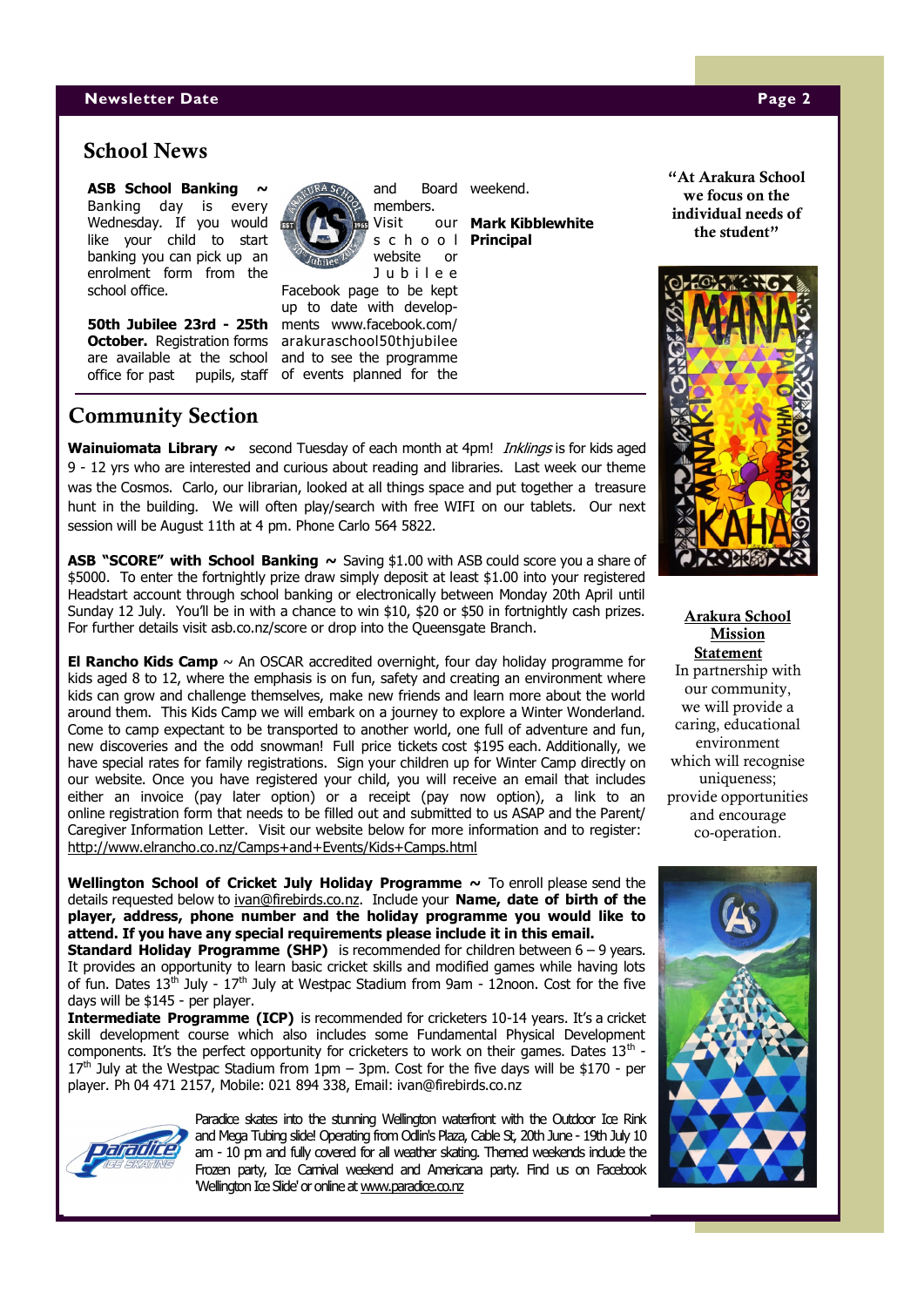## School News

**ASB School Banking ~** Banking day is every Wednesday. If you would like your child to start banking you can pick up an enrolment form from the school office.

**50th Jubilee 23rd - 25th October.** Registration forms are available at the school office for past pupils, staff and Board members. Visit our school website or Jubilee Facebook page to be kept up to date with developments www.facebook.com/arakuraschool50thjubilee and to see the programme of events planned for the weekend.

**Mark Kibblewhite**
**Principal**

## Community Section

**Wainuiomata Library ~** second Tuesday of each month at 4pm! *Inklings* is for kids aged 9 - 12 yrs who are interested and curious about reading and libraries. Last week our theme was the Cosmos. Carlo, our librarian, looked at all things space and put together a treasure hunt in the building. We will often play/search with free WIFI on our tablets. Our next session will be August 11th at 4 pm. Phone Carlo 564 5822.

**ASB "SCORE" with School Banking ~** Saving $1.00 with ASB could score you a share of $5000. To enter the fortnightly prize draw simply deposit at least $1.00 into your registered Headstart account through school banking or electronically between Monday 20th April until Sunday 12 July. You'll be in with a chance to win $10, $20 or $50 in fortnightly cash prizes. For further details visit asb.co.nz/score or drop into the Queensgate Branch.

**El Rancho Kids Camp** ~ An OSCAR accredited overnight, four day holiday programme for kids aged 8 to 12, where the emphasis is on fun, safety and creating an environment where kids can grow and challenge themselves, make new friends and learn more about the world around them. This Kids Camp we will embark on a journey to explore a Winter Wonderland. Come to camp expectant to be transported to another world, one full of adventure and fun, new discoveries and the odd snowman! Full price tickets cost $195 each. Additionally, we have special rates for family registrations. Sign your children up for Winter Camp directly on our website. Once you have registered your child, you will receive an email that includes either an invoice (pay later option) or a receipt (pay now option), a link to an online registration form that needs to be filled out and submitted to us ASAP and the Parent/Caregiver Information Letter. Visit our website below for more information and to register: http://www.elrancho.co.nz/Camps+and+Events/Kids+Camps.html

**Wellington School of Cricket July Holiday Programme ~** To enroll please send the details requested below to ivan@firebirds.co.nz. Include your **Name, date of birth of the player, address, phone number and the holiday programme you would like to attend. If you have any special requirements please include it in this email.**
**Standard Holiday Programme (SHP)** is recommended for children between 6 – 9 years. It provides an opportunity to learn basic cricket skills and modified games while having lots of fun. Dates 13th July - 17th July at Westpac Stadium from 9am - 12noon. Cost for the five days will be $145 - per player.
**Intermediate Programme (ICP)** is recommended for cricketers 10-14 years. It's a cricket skill development course which also includes some Fundamental Physical Development components. It's the perfect opportunity for cricketers to work on their games. Dates 13th - 17th July at the Westpac Stadium from 1pm – 3pm. Cost for the five days will be $170 - per player. Ph 04 471 2157, Mobile: 021 894 338, Email: ivan@firebirds.co.nz

Paradice skates into the stunning Wellington waterfront with the Outdoor Ice Rink and Mega Tubing slide! Operating from Odlin's Plaza, Cable St, 20th June - 19th July 10 am - 10 pm and fully covered for all weather skating. Themed weekends include the Frozen party, Ice Carnival weekend and Americana party. Find us on Facebook 'Wellington Ice Slide' or online at www.paradice.co.nz

"At Arakura School we focus on the individual needs of the student"

**Arakura School Mission Statement**

In partnership with our community, we will provide a caring, educational environment which will recognise uniqueness; provide opportunities and encourage co-operation.